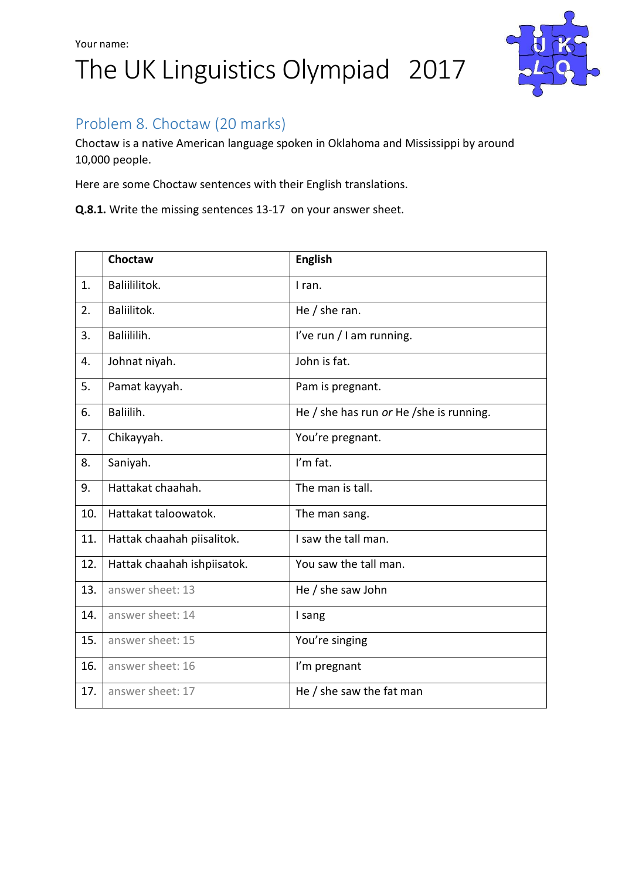Your name:

# The UK Linguistics Olympiad 2017

## Problem 8. Choctaw (20 marks)

Choctaw is a native American language spoken in Oklahoma and Mississippi by around 10,000 people.

Here are some Choctaw sentences with their English translations.

**Q.8.1.** Write the missing sentences 13-17 on your answer sheet.

| | Choctaw | English |
|---|---|---|
| 1. | Baliililitok. | I ran. |
| 2. | Baliilitok. | He / she ran. |
| 3. | Baliililih. | I've run / I am running. |
| 4. | Johnat niyah. | John is fat. |
| 5. | Pamat kayyah. | Pam is pregnant. |
| 6. | Baliilih. | He / she has run *or* He /she is running. |
| 7. | Chikayyah. | You're pregnant. |
| 8. | Saniyah. | I'm fat. |
| 9. | Hattakat chaahah. | The man is tall. |
| 10. | Hattakat taloowatok. | The man sang. |
| 11. | Hattak chaahah piisalitok. | I saw the tall man. |
| 12. | Hattak chaahah ishpiisatok. | You saw the tall man. |
| 13. | answer sheet: 13 | He / she saw John |
| 14. | answer sheet: 14 | I sang |
| 15. | answer sheet: 15 | You're singing |
| 16. | answer sheet: 16 | I'm pregnant |
| 17. | answer sheet: 17 | He / she saw the fat man |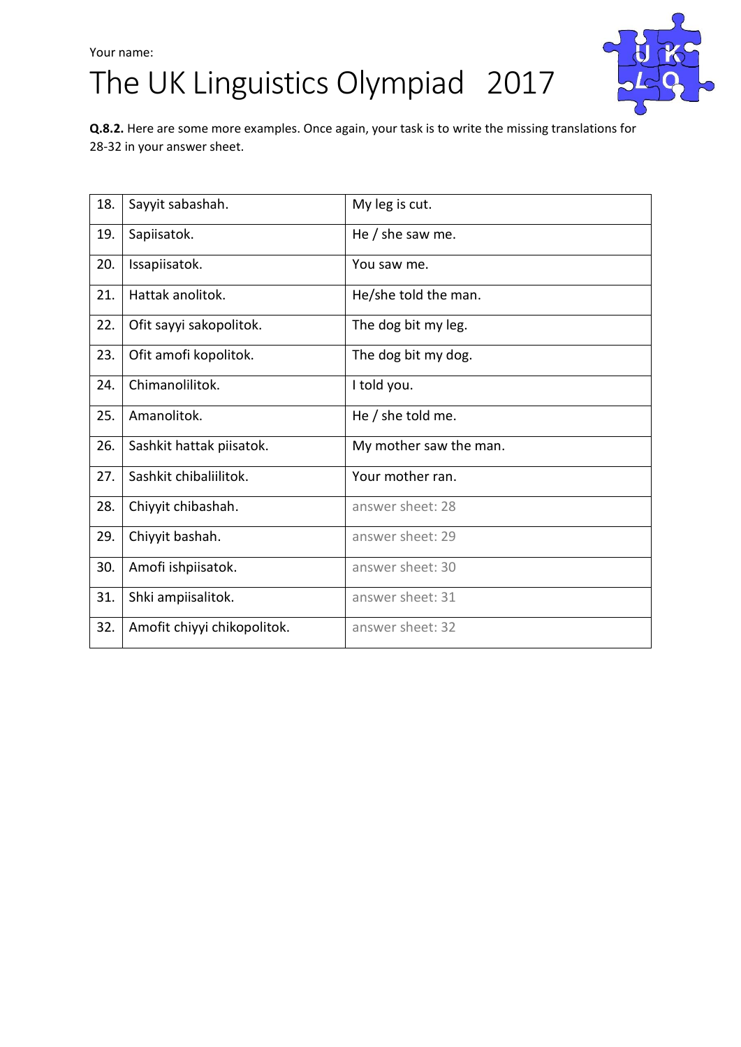Your name:

# The UK Linguistics Olympiad 2017

**Q.8.2.** Here are some more examples. Once again, your task is to write the missing translations for 28-32 in your answer sheet.

| | | |
|---|---|---|
| 18. | Sayyit sabashah. | My leg is cut. |
| 19. | Sapiisatok. | He / she saw me. |
| 20. | Issapiisatok. | You saw me. |
| 21. | Hattak anolitok. | He/she told the man. |
| 22. | Ofit sayyi sakopolitok. | The dog bit my leg. |
| 23. | Ofit amofi kopolitok. | The dog bit my dog. |
| 24. | Chimanolilitok. | I told you. |
| 25. | Amanolitok. | He / she told me. |
| 26. | Sashkit hattak piisatok. | My mother saw the man. |
| 27. | Sashkit chibaliilitok. | Your mother ran. |
| 28. | Chiyyit chibashah. | answer sheet: 28 |
| 29. | Chiyyit bashah. | answer sheet: 29 |
| 30. | Amofi ishpiisatok. | answer sheet: 30 |
| 31. | Shki ampiisalitok. | answer sheet: 31 |
| 32. | Amofit chiyyi chikopolitok. | answer sheet: 32 |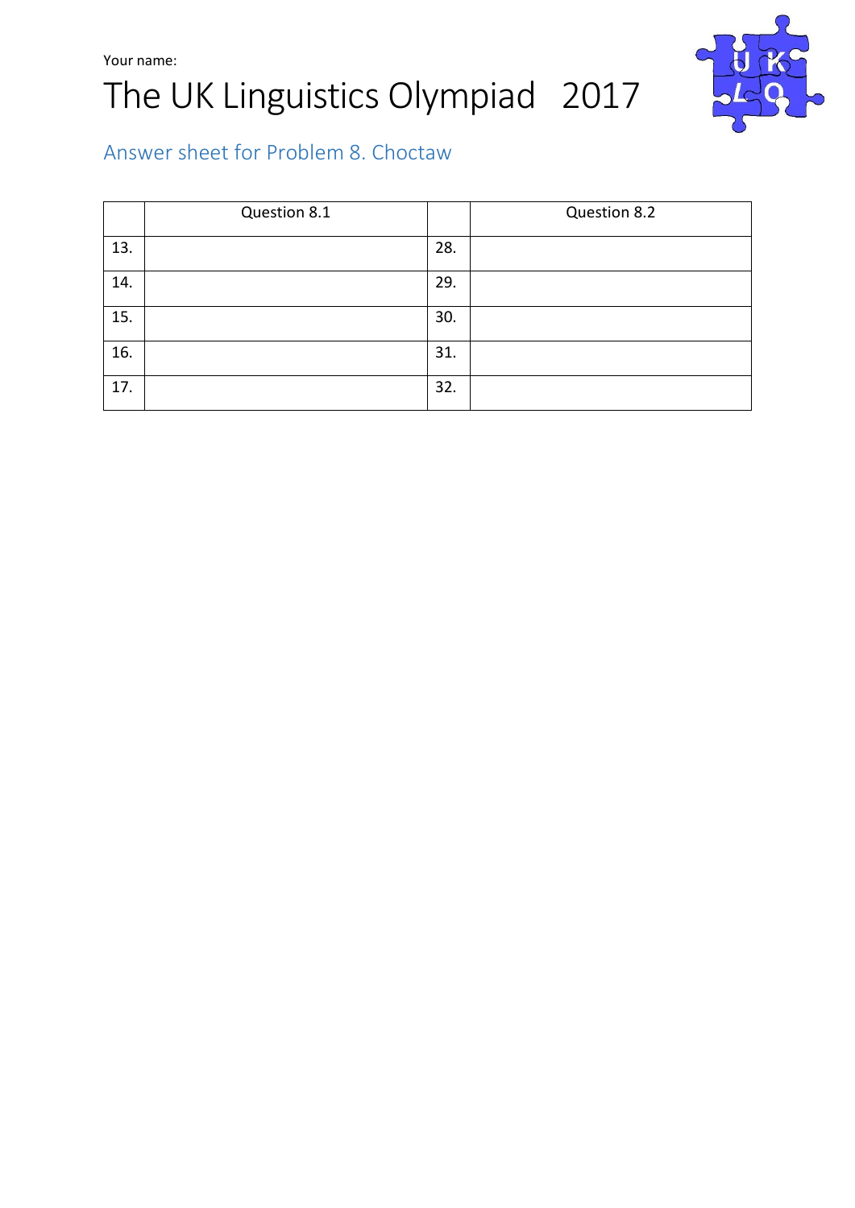Your name:

# The UK Linguistics Olympiad 2017

## Answer sheet for Problem 8. Choctaw

| | Question 8.1 | | Question 8.2 |
|---|---|---|---|
| 13. | | 28. | |
| 14. | | 29. | |
| 15. | | 30. | |
| 16. | | 31. | |
| 17. | | 32. | |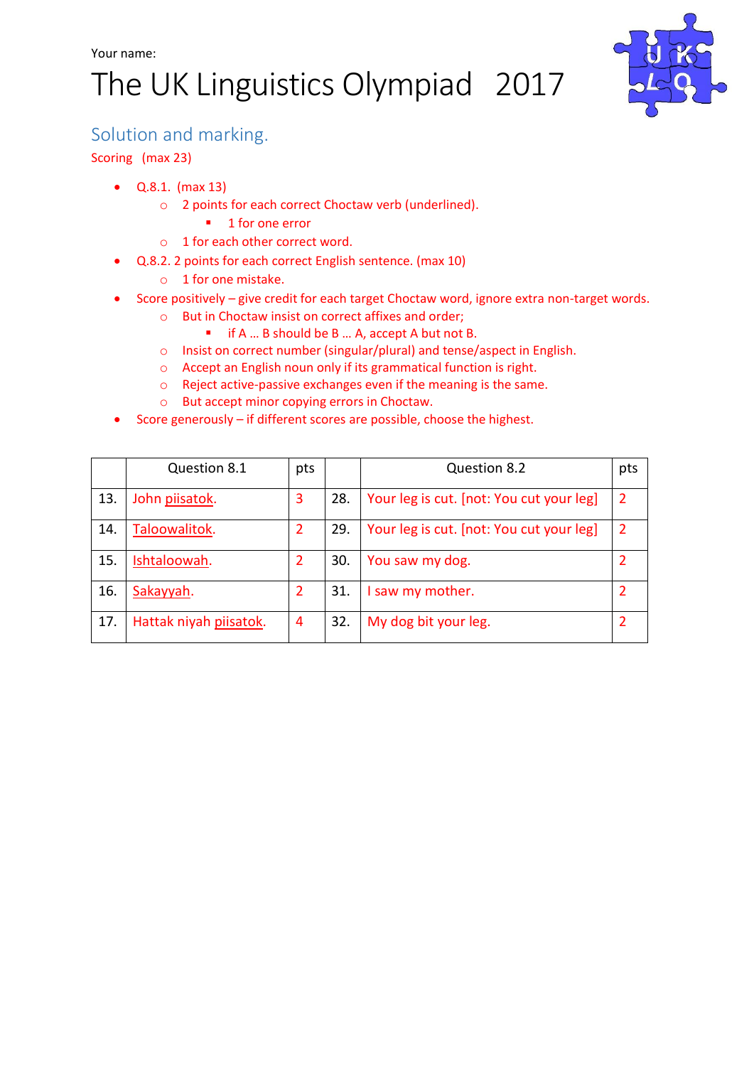Your name:

# The UK Linguistics Olympiad 2017

## Solution and marking.

Scoring (max 23)

- Q.8.1. (max 13)
  - 2 points for each correct Choctaw verb (underlined).
    - 1 for one error
  - 1 for each other correct word.
- Q.8.2. 2 points for each correct English sentence. (max 10)
  - 1 for one mistake.
- Score positively – give credit for each target Choctaw word, ignore extra non-target words.
  - But in Choctaw insist on correct affixes and order;
    - if A … B should be B … A, accept A but not B.
  - Insist on correct number (singular/plural) and tense/aspect in English.
  - Accept an English noun only if its grammatical function is right.
  - Reject active-passive exchanges even if the meaning is the same.
  - But accept minor copying errors in Choctaw.
- Score generously – if different scores are possible, choose the highest.

| | Question 8.1 | pts | | Question 8.2 | pts |
|---|---|---|---|---|---|
| 13. | John <u>piisatok</u>. | 3 | 28. | Your leg is cut. [not: You cut your leg] | 2 |
| 14. | <u>Taloowalitok</u>. | 2 | 29. | Your leg is cut. [not: You cut your leg] | 2 |
| 15. | <u>Ishtaloowah</u>. | 2 | 30. | You saw my dog. | 2 |
| 16. | <u>Sakayyah</u>. | 2 | 31. | I saw my mother. | 2 |
| 17. | Hattak niyah <u>piisatok</u>. | 4 | 32. | My dog bit your leg. | 2 |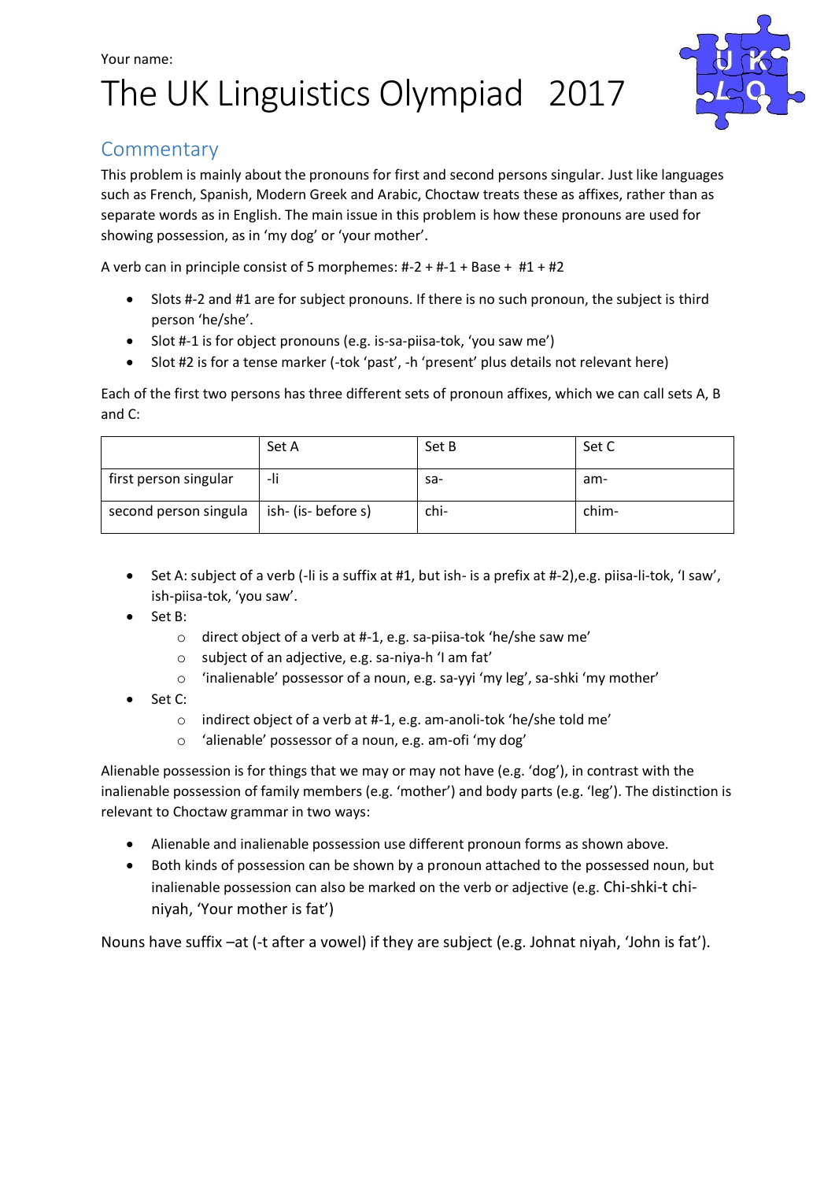Your name:

# The UK Linguistics Olympiad 2017

## Commentary

This problem is mainly about the pronouns for first and second persons singular. Just like languages such as French, Spanish, Modern Greek and Arabic, Choctaw treats these as affixes, rather than as separate words as in English. The main issue in this problem is how these pronouns are used for showing possession, as in 'my dog' or 'your mother'.

A verb can in principle consist of 5 morphemes: #-2 + #-1 + Base + #1 + #2

- Slots #-2 and #1 are for subject pronouns. If there is no such pronoun, the subject is third person 'he/she'.
- Slot #-1 is for object pronouns (e.g. is-sa-piisa-tok, 'you saw me')
- Slot #2 is for a tense marker (-tok 'past', -h 'present' plus details not relevant here)

Each of the first two persons has three different sets of pronoun affixes, which we can call sets A, B and C:

| | Set A | Set B | Set C |
|---|---|---|---|
| first person singular | -li | sa- | am- |
| second person singula | ish- (is- before s) | chi- | chim- |

- Set A: subject of a verb (-li is a suffix at #1, but ish- is a prefix at #-2),e.g. piisa-li-tok, 'I saw', ish-piisa-tok, 'you saw'.
- Set B:
  - direct object of a verb at #-1, e.g. sa-piisa-tok 'he/she saw me'
  - subject of an adjective, e.g. sa-niya-h 'I am fat'
  - 'inalienable' possessor of a noun, e.g. sa-yyi 'my leg', sa-shki 'my mother'
- Set C:
  - indirect object of a verb at #-1, e.g. am-anoli-tok 'he/she told me'
  - 'alienable' possessor of a noun, e.g. am-ofi 'my dog'

Alienable possession is for things that we may or may not have (e.g. 'dog'), in contrast with the inalienable possession of family members (e.g. 'mother') and body parts (e.g. 'leg'). The distinction is relevant to Choctaw grammar in two ways:

- Alienable and inalienable possession use different pronoun forms as shown above.
- Both kinds of possession can be shown by a pronoun attached to the possessed noun, but inalienable possession can also be marked on the verb or adjective (e.g. Chi-shki-t chi-niyah, 'Your mother is fat')

Nouns have suffix –at (-t after a vowel) if they are subject (e.g. Johnat niyah, 'John is fat').